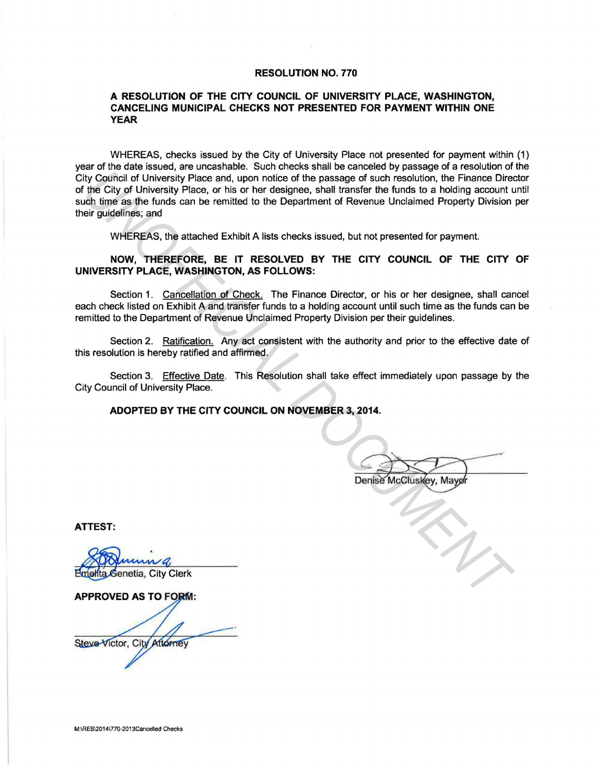# RESOLUTION NO. 770

## A RESOLUTION OF THE CITY COUNCIL OF UNIVERSITY PLACE, WASHINGTON, CANCELING MUNICIPAL CHECKS NOT PRESENTED FOR PAYMENT WITHIN ONE YEAR

WHEREAS, checks issued by the City of University Place not presented for payment within (1) year of the date issued, are uncashable. Such checks shall be canceled by passage of a resolution of the City Council of University Place and, upon notice of the passage of such resolution, the Finance Director of the City of University Place, or his or her designee, shall transfer the funds to a holding account until such time as the funds can be remitted to the Department of Revenue Unclaimed Property Division per their guidelines; and

WHEREAS, the attached Exhibit A lists checks issued, but not presented for payment.

**NOW, THEREFORE, BE IT RESOLVED BY THE CITY COUNCIL OF THE CITY OF UNIVERSITY PLACE, WASHINGTON, AS FOLLOWS:**

Section 1. Cancellation of Check. The Finance Director, or his or her designee, shall cancel each check listed on Exhibit A and transfer funds to a holding account until such time as the funds can be remitted to the Department of Revenue Unclaimed Property Division per their guidelines.

Section 2. Ratification. Any act consistent with the authority and prior to the effective date of this resolution is hereby ratified and affirmed.

Section 3. Effective Date. This Resolution shall take effect immediately upon passage by the City Council of University Place.

**ADOPTED BY THE CITY COUNCIL ON NOVEMBER 3, 2014.**

Denise McCluskey, Mayor

**ATTEST:**

Emelita Genetia, City Clerk

**APPROVED AS TO FORM:**

Steve Victor, City Attorney

M:\RES\2014\770-2013Cancelled Checks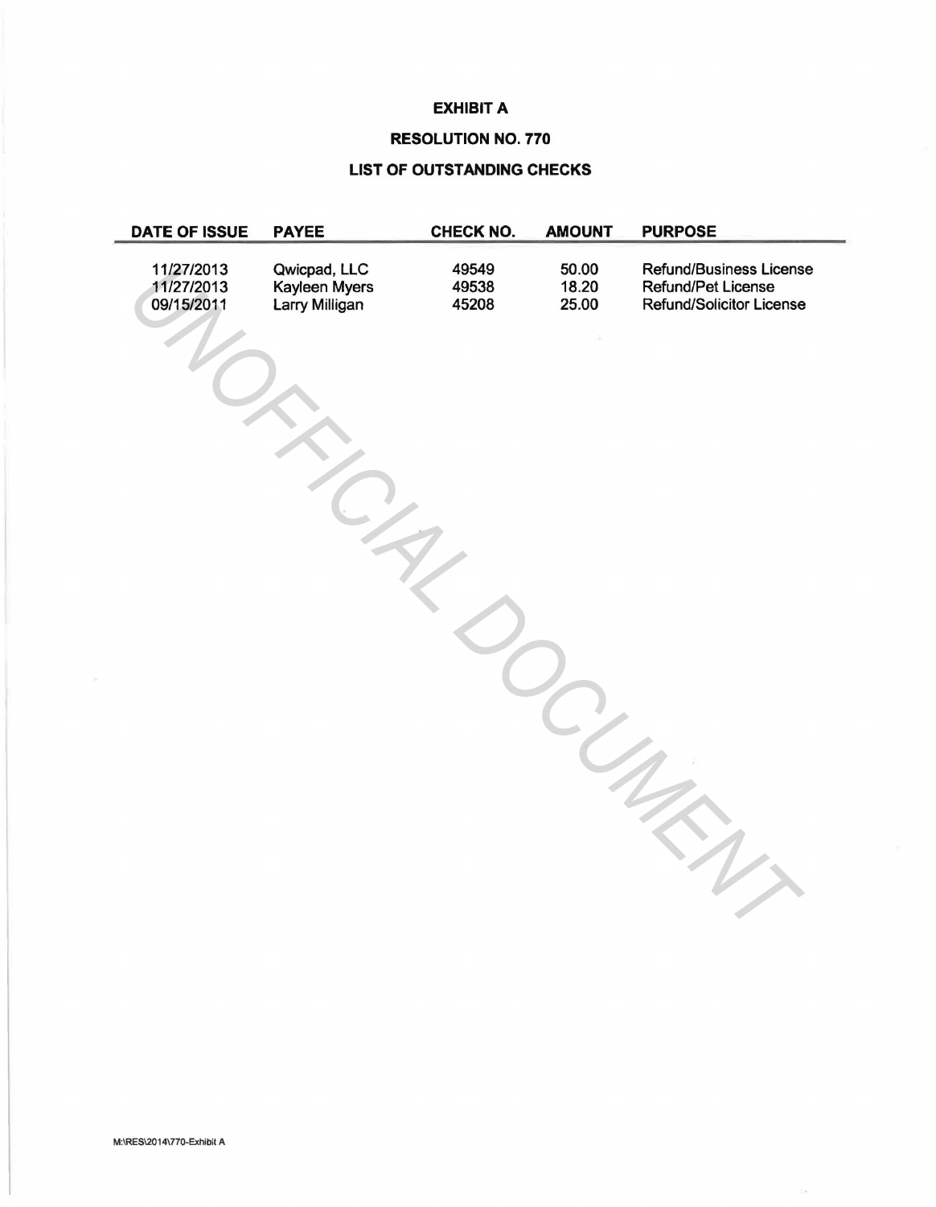**EXHIBIT A**

**RESOLUTION NO. 770**

**LIST OF OUTSTANDING CHECKS**

| DATE OF ISSUE | PAYEE | CHECK NO. | AMOUNT | PURPOSE |
|---|---|---|---|---|
| 11/27/2013 | Qwicpad, LLC | 49549 | 50.00 | Refund/Business License |
| 11/27/2013 | Kayleen Myers | 49538 | 18.20 | Refund/Pet License |
| 09/15/2011 | Larry Milligan | 45208 | 25.00 | Refund/Solicitor License |

UNOFFICIAL DOCUMENT

M:\RES\2014\770-Exhibit A